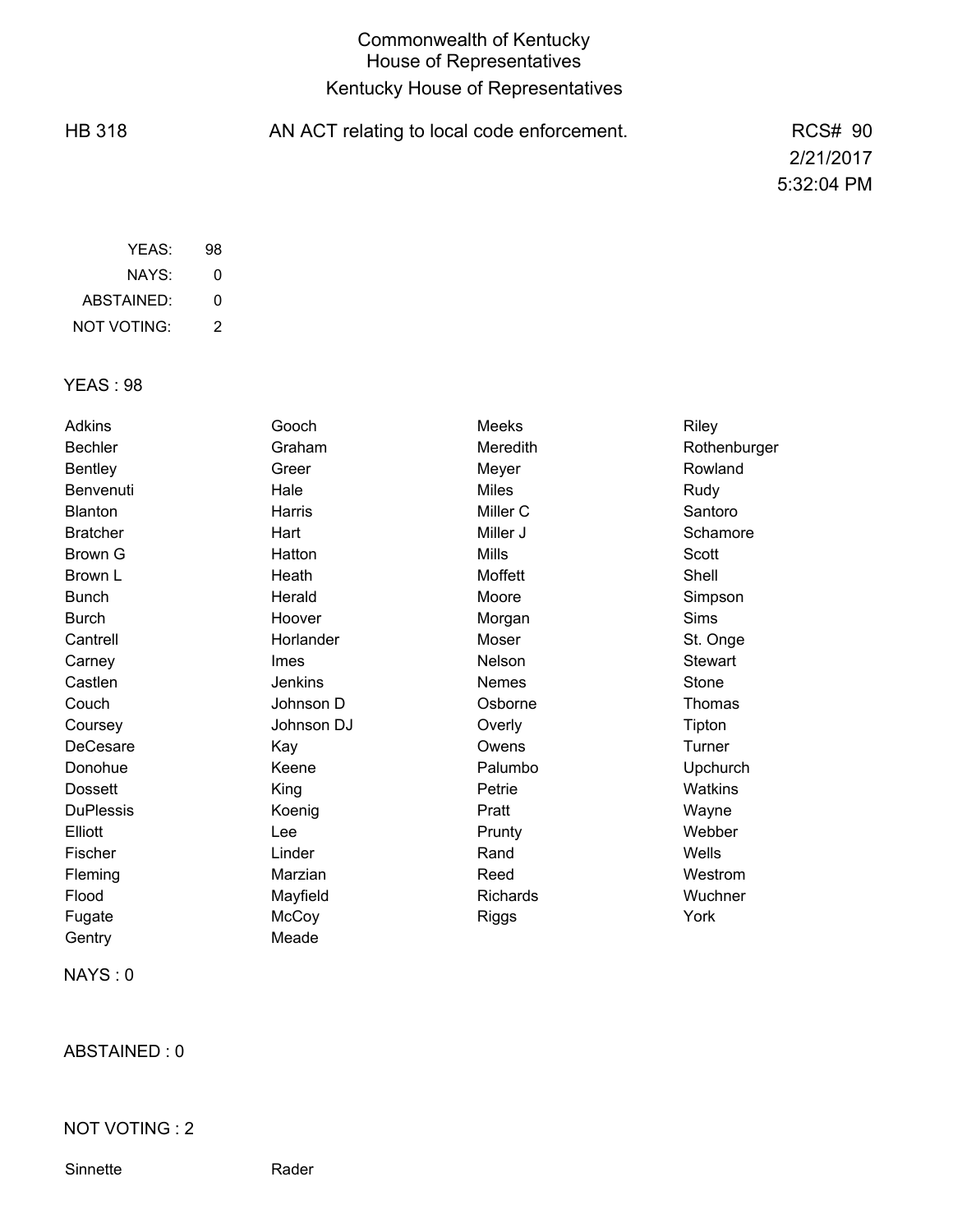# Commonwealth of Kentucky
# House of Representatives
## Kentucky House of Representatives

HB 318 — AN ACT relating to local code enforcement. — RCS# 90

2/21/2017
5:32:04 PM

| | |
|---|---|
| YEAS: | 98 |
| NAYS: | 0 |
| ABSTAINED: | 0 |
| NOT VOTING: | 2 |

YEAS : 98

| | | | |
|---|---|---|---|
| Adkins | Gooch | Meeks | Riley |
| Bechler | Graham | Meredith | Rothenburger |
| Bentley | Greer | Meyer | Rowland |
| Benvenuti | Hale | Miles | Rudy |
| Blanton | Harris | Miller C | Santoro |
| Bratcher | Hart | Miller J | Schamore |
| Brown G | Hatton | Mills | Scott |
| Brown L | Heath | Moffett | Shell |
| Bunch | Herald | Moore | Simpson |
| Burch | Hoover | Morgan | Sims |
| Cantrell | Horlander | Moser | St. Onge |
| Carney | Imes | Nelson | Stewart |
| Castlen | Jenkins | Nemes | Stone |
| Couch | Johnson D | Osborne | Thomas |
| Coursey | Johnson DJ | Overly | Tipton |
| DeCesare | Kay | Owens | Turner |
| Donohue | Keene | Palumbo | Upchurch |
| Dossett | King | Petrie | Watkins |
| DuPlessis | Koenig | Pratt | Wayne |
| Elliott | Lee | Prunty | Webber |
| Fischer | Linder | Rand | Wells |
| Fleming | Marzian | Reed | Westrom |
| Flood | Mayfield | Richards | Wuchner |
| Fugate | McCoy | Riggs | York |
| Gentry | Meade | | |

NAYS : 0

ABSTAINED : 0

NOT VOTING : 2

| | |
|---|---|
| Sinnette | Rader |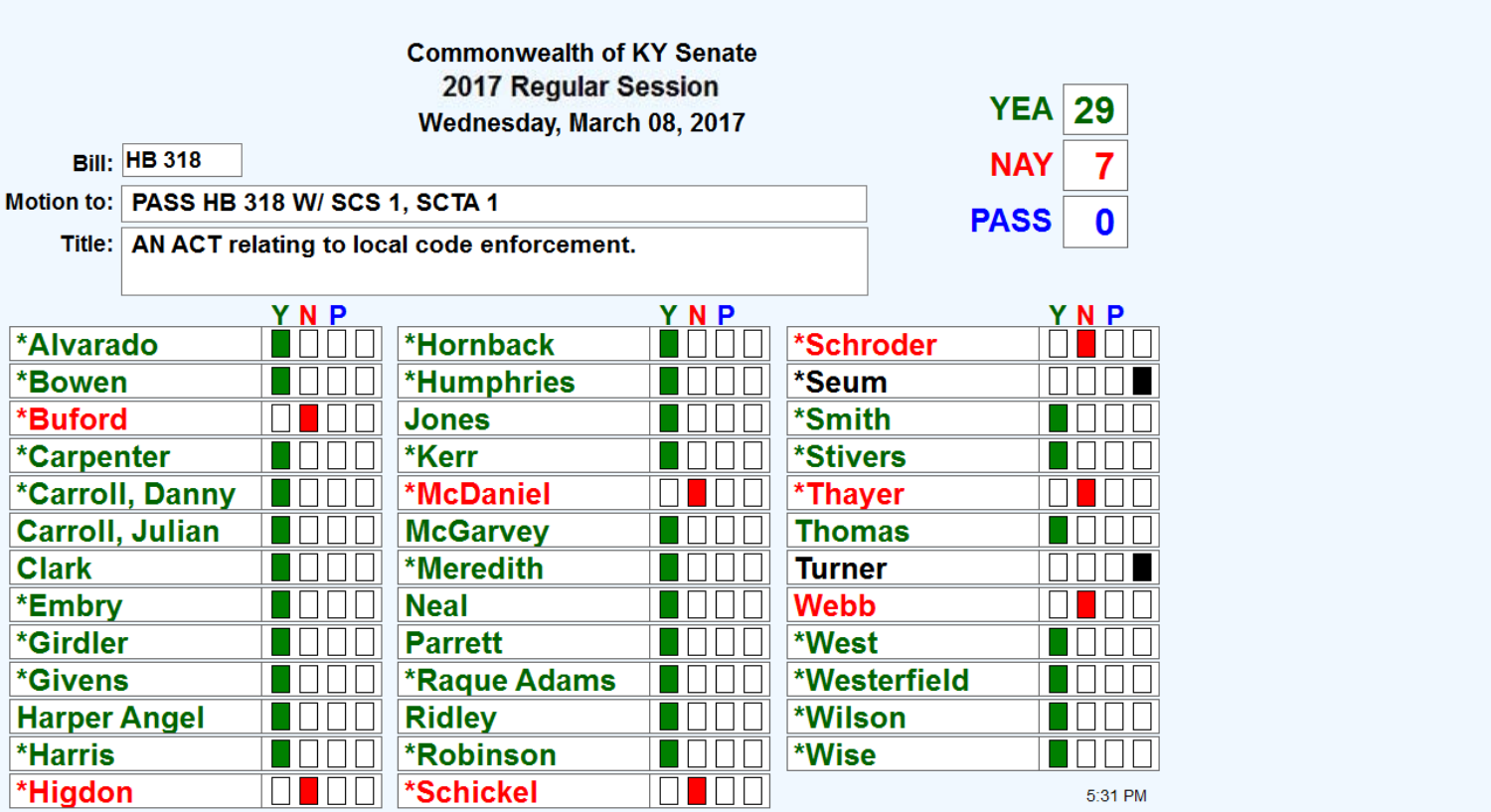Commonwealth of KY Senate
2017 Regular Session
Wednesday, March 08, 2017

**Bill:** HB 318

**Motion to:** PASS HB 318 W/ SCS 1, SCTA 1

**Title:** AN ACT relating to local code enforcement.

| YEA | 29 |
|---|---|
| NAY | 7 |
| PASS | 0 |

| Senator | Y | N | P | |
|---|---|---|---|---|
| *Alvarado | X | | | |
| *Bowen | X | | | |
| *Buford | | X | | |
| *Carpenter | X | | | |
| *Carroll, Danny | X | | | |
| Carroll, Julian | X | | | |
| Clark | X | | | |
| *Embry | X | | | |
| *Girdler | X | | | |
| *Givens | X | | | |
| Harper Angel | X | | | |
| *Harris | X | | | |
| *Higdon | | X | | |
| *Hornback | X | | | |
| *Humphries | X | | | |
| Jones | X | | | |
| *Kerr | X | | | |
| *McDaniel | | X | | |
| McGarvey | X | | | |
| *Meredith | X | | | |
| Neal | X | | | |
| Parrett | X | | | |
| *Raque Adams | X | | | |
| Ridley | X | | | |
| *Robinson | X | | | |
| *Schickel | | X | | |
| *Schroder | | X | | |
| *Seum | | | | X |
| *Smith | X | | | |
| *Stivers | X | | | |
| *Thayer | | X | | |
| Thomas | X | | | |
| Turner | | | | X |
| Webb | | X | | |
| *West | X | | | |
| *Westerfield | X | | | |
| *Wilson | X | | | |
| *Wise | X | | | |

5:31 PM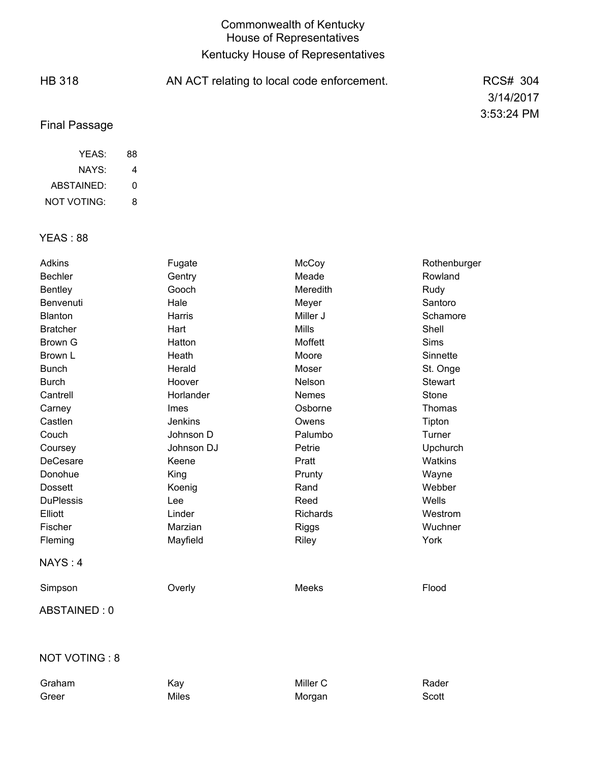Commonwealth of Kentucky
House of Representatives

Kentucky House of Representatives

HB 318 — AN ACT relating to local code enforcement. — RCS# 304 — 3/14/2017 — 3:53:24 PM

Final Passage

| | |
|---|---|
| YEAS: | 88 |
| NAYS: | 4 |
| ABSTAINED: | 0 |
| NOT VOTING: | 8 |

YEAS : 88

| | | | |
|---|---|---|---|
| Adkins | Fugate | McCoy | Rothenburger |
| Bechler | Gentry | Meade | Rowland |
| Bentley | Gooch | Meredith | Rudy |
| Benvenuti | Hale | Meyer | Santoro |
| Blanton | Harris | Miller J | Schamore |
| Bratcher | Hart | Mills | Shell |
| Brown G | Hatton | Moffett | Sims |
| Brown L | Heath | Moore | Sinnette |
| Bunch | Herald | Moser | St. Onge |
| Burch | Hoover | Nelson | Stewart |
| Cantrell | Horlander | Nemes | Stone |
| Carney | Imes | Osborne | Thomas |
| Castlen | Jenkins | Owens | Tipton |
| Couch | Johnson D | Palumbo | Turner |
| Coursey | Johnson DJ | Petrie | Upchurch |
| DeCesare | Keene | Pratt | Watkins |
| Donohue | King | Prunty | Wayne |
| Dossett | Koenig | Rand | Webber |
| DuPlessis | Lee | Reed | Wells |
| Elliott | Linder | Richards | Westrom |
| Fischer | Marzian | Riggs | Wuchner |
| Fleming | Mayfield | Riley | York |

NAYS : 4

| | | | |
|---|---|---|---|
| Simpson | Overly | Meeks | Flood |

ABSTAINED : 0

NOT VOTING : 8

| | | | |
|---|---|---|---|
| Graham | Kay | Miller C | Rader |
| Greer | Miles | Morgan | Scott |